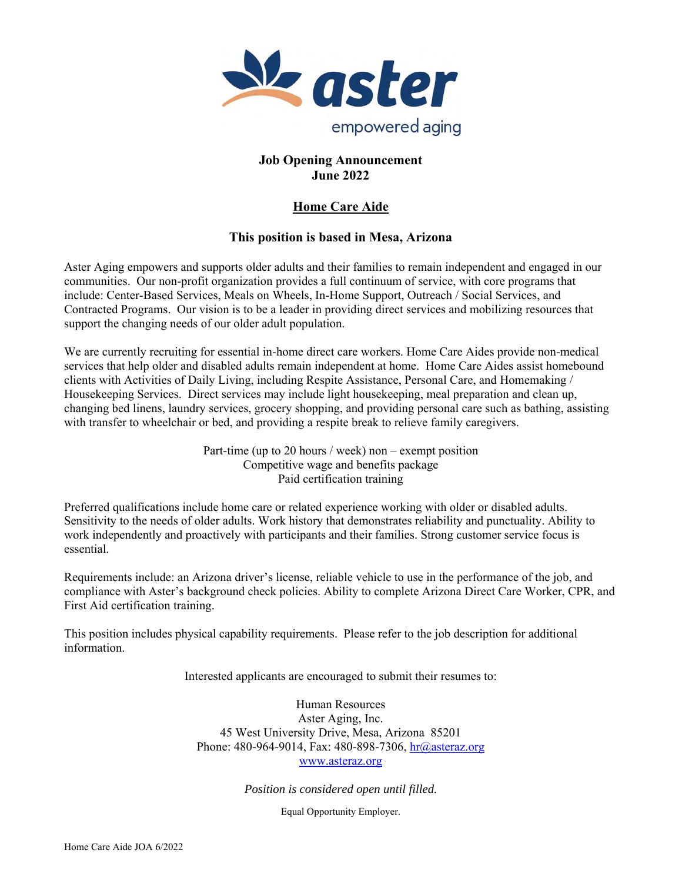**Job Opening Announcement**
**June 2022**

## Home Care Aide

### This position is based in Mesa, Arizona

Aster Aging empowers and supports older adults and their families to remain independent and engaged in our communities. Our non-profit organization provides a full continuum of service, with core programs that include: Center-Based Services, Meals on Wheels, In-Home Support, Outreach / Social Services, and Contracted Programs. Our vision is to be a leader in providing direct services and mobilizing resources that support the changing needs of our older adult population.

We are currently recruiting for essential in-home direct care workers. Home Care Aides provide non-medical services that help older and disabled adults remain independent at home. Home Care Aides assist homebound clients with Activities of Daily Living, including Respite Assistance, Personal Care, and Homemaking / Housekeeping Services. Direct services may include light housekeeping, meal preparation and clean up, changing bed linens, laundry services, grocery shopping, and providing personal care such as bathing, assisting with transfer to wheelchair or bed, and providing a respite break to relieve family caregivers.

Part-time (up to 20 hours / week) non – exempt position
Competitive wage and benefits package
Paid certification training

Preferred qualifications include home care or related experience working with older or disabled adults. Sensitivity to the needs of older adults. Work history that demonstrates reliability and punctuality. Ability to work independently and proactively with participants and their families. Strong customer service focus is essential.

Requirements include: an Arizona driver's license, reliable vehicle to use in the performance of the job, and compliance with Aster's background check policies. Ability to complete Arizona Direct Care Worker, CPR, and First Aid certification training.

This position includes physical capability requirements. Please refer to the job description for additional information.

Interested applicants are encouraged to submit their resumes to:

Human Resources
Aster Aging, Inc.
45 West University Drive, Mesa, Arizona 85201
Phone: 480-964-9014, Fax: 480-898-7306, hr@asteraz.org
www.asteraz.org

*Position is considered open until filled.*

Equal Opportunity Employer.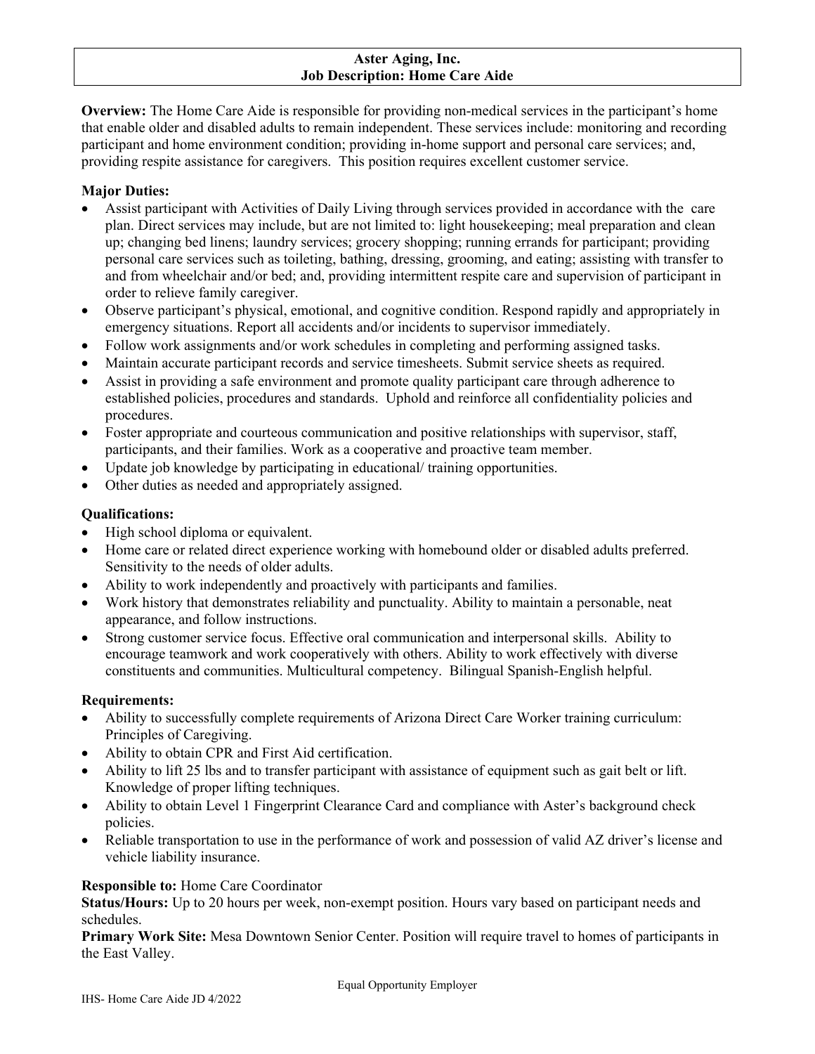**Aster Aging, Inc.**
**Job Description: Home Care Aide**

**Overview:** The Home Care Aide is responsible for providing non-medical services in the participant's home that enable older and disabled adults to remain independent. These services include: monitoring and recording participant and home environment condition; providing in-home support and personal care services; and, providing respite assistance for caregivers. This position requires excellent customer service.

**Major Duties:**

- Assist participant with Activities of Daily Living through services provided in accordance with the care plan. Direct services may include, but are not limited to: light housekeeping; meal preparation and clean up; changing bed linens; laundry services; grocery shopping; running errands for participant; providing personal care services such as toileting, bathing, dressing, grooming, and eating; assisting with transfer to and from wheelchair and/or bed; and, providing intermittent respite care and supervision of participant in order to relieve family caregiver.
- Observe participant's physical, emotional, and cognitive condition. Respond rapidly and appropriately in emergency situations. Report all accidents and/or incidents to supervisor immediately.
- Follow work assignments and/or work schedules in completing and performing assigned tasks.
- Maintain accurate participant records and service timesheets. Submit service sheets as required.
- Assist in providing a safe environment and promote quality participant care through adherence to established policies, procedures and standards. Uphold and reinforce all confidentiality policies and procedures.
- Foster appropriate and courteous communication and positive relationships with supervisor, staff, participants, and their families. Work as a cooperative and proactive team member.
- Update job knowledge by participating in educational/ training opportunities.
- Other duties as needed and appropriately assigned.

**Qualifications:**

- High school diploma or equivalent.
- Home care or related direct experience working with homebound older or disabled adults preferred. Sensitivity to the needs of older adults.
- Ability to work independently and proactively with participants and families.
- Work history that demonstrates reliability and punctuality. Ability to maintain a personable, neat appearance, and follow instructions.
- Strong customer service focus. Effective oral communication and interpersonal skills. Ability to encourage teamwork and work cooperatively with others. Ability to work effectively with diverse constituents and communities. Multicultural competency. Bilingual Spanish-English helpful.

**Requirements:**

- Ability to successfully complete requirements of Arizona Direct Care Worker training curriculum: Principles of Caregiving.
- Ability to obtain CPR and First Aid certification.
- Ability to lift 25 lbs and to transfer participant with assistance of equipment such as gait belt or lift. Knowledge of proper lifting techniques.
- Ability to obtain Level 1 Fingerprint Clearance Card and compliance with Aster's background check policies.
- Reliable transportation to use in the performance of work and possession of valid AZ driver's license and vehicle liability insurance.

**Responsible to:** Home Care Coordinator
**Status/Hours:** Up to 20 hours per week, non-exempt position. Hours vary based on participant needs and schedules.
**Primary Work Site:** Mesa Downtown Senior Center. Position will require travel to homes of participants in the East Valley.

Equal Opportunity Employer

IHS- Home Care Aide JD 4/2022